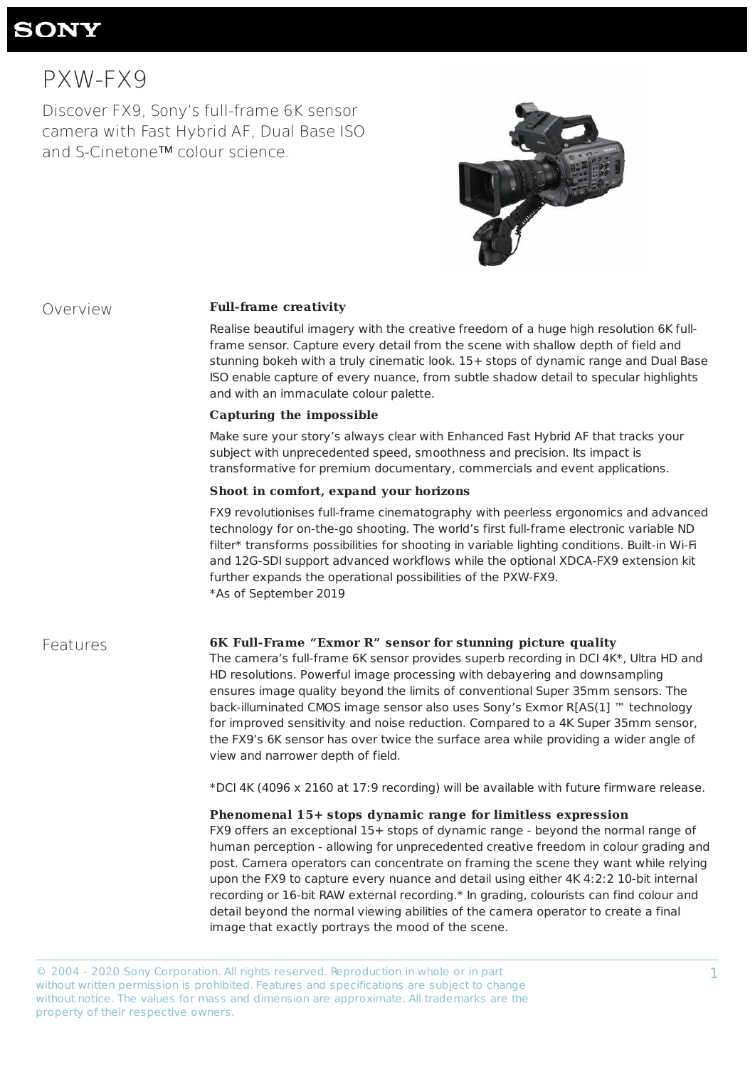# PXW-FX9

Discover FX9, Sony's full-frame 6K sensor camera with Fast Hybrid AF, Dual Base ISO and S-Cinetone™ colour science.

## Overview

**Full-frame creativity**

Realise beautiful imagery with the creative freedom of a huge high resolution 6K full-frame sensor. Capture every detail from the scene with shallow depth of field and stunning bokeh with a truly cinematic look. 15+ stops of dynamic range and Dual Base ISO enable capture of every nuance, from subtle shadow detail to specular highlights and with an immaculate colour palette.

**Capturing the impossible**

Make sure your story's always clear with Enhanced Fast Hybrid AF that tracks your subject with unprecedented speed, smoothness and precision. Its impact is transformative for premium documentary, commercials and event applications.

**Shoot in comfort, expand your horizons**

FX9 revolutionises full-frame cinematography with peerless ergonomics and advanced technology for on-the-go shooting. The world's first full-frame electronic variable ND filter* transforms possibilities for shooting in variable lighting conditions. Built-in Wi-Fi and 12G-SDI support advanced workflows while the optional XDCA-FX9 extension kit further expands the operational possibilities of the PXW-FX9.
*As of September 2019

## Features

**6K Full-Frame "Exmor R" sensor for stunning picture quality**
The camera's full-frame 6K sensor provides superb recording in DCI 4K*, Ultra HD and HD resolutions. Powerful image processing with debayering and downsampling ensures image quality beyond the limits of conventional Super 35mm sensors. The back-illuminated CMOS image sensor also uses Sony's Exmor R[AS(1] ™ technology for improved sensitivity and noise reduction. Compared to a 4K Super 35mm sensor, the FX9's 6K sensor has over twice the surface area while providing a wider angle of view and narrower depth of field.

*DCI 4K (4096 x 2160 at 17:9 recording) will be available with future firmware release.

**Phenomenal 15+ stops dynamic range for limitless expression**
FX9 offers an exceptional 15+ stops of dynamic range - beyond the normal range of human perception - allowing for unprecedented creative freedom in colour grading and post. Camera operators can concentrate on framing the scene they want while relying upon the FX9 to capture every nuance and detail using either 4K 4:2:2 10-bit internal recording or 16-bit RAW external recording.* In grading, colourists can find colour and detail beyond the normal viewing abilities of the camera operator to create a final image that exactly portrays the mood of the scene.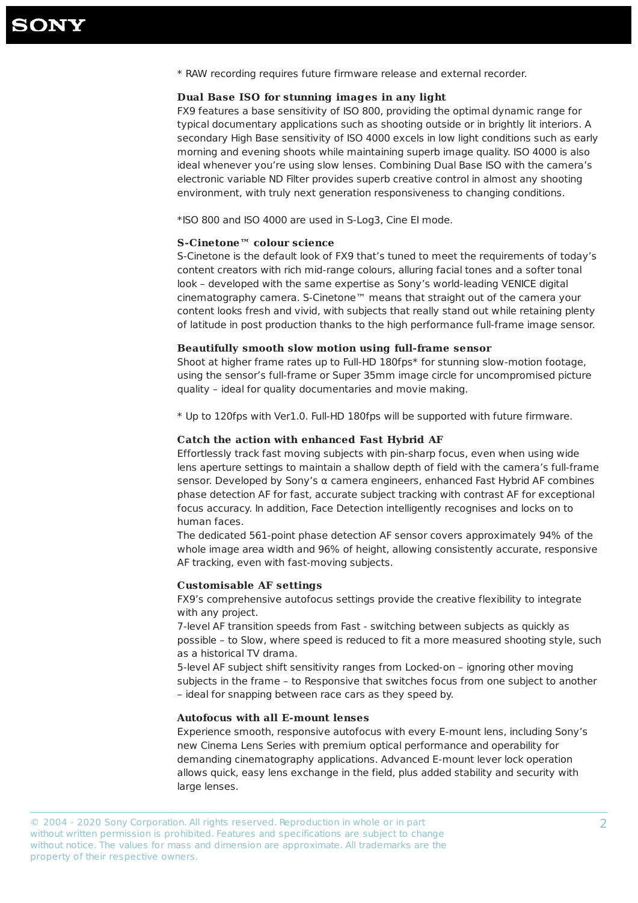* RAW recording requires future firmware release and external recorder.

### Dual Base ISO for stunning images in any light

FX9 features a base sensitivity of ISO 800, providing the optimal dynamic range for typical documentary applications such as shooting outside or in brightly lit interiors. A secondary High Base sensitivity of ISO 4000 excels in low light conditions such as early morning and evening shoots while maintaining superb image quality. ISO 4000 is also ideal whenever you're using slow lenses. Combining Dual Base ISO with the camera's electronic variable ND Filter provides superb creative control in almost any shooting environment, with truly next generation responsiveness to changing conditions.

*ISO 800 and ISO 4000 are used in S-Log3, Cine EI mode.

### S-Cinetone™ colour science

S-Cinetone is the default look of FX9 that's tuned to meet the requirements of today's content creators with rich mid-range colours, alluring facial tones and a softer tonal look – developed with the same expertise as Sony's world-leading VENICE digital cinematography camera. S-Cinetone™ means that straight out of the camera your content looks fresh and vivid, with subjects that really stand out while retaining plenty of latitude in post production thanks to the high performance full-frame image sensor.

### Beautifully smooth slow motion using full-frame sensor

Shoot at higher frame rates up to Full-HD 180fps* for stunning slow-motion footage, using the sensor's full-frame or Super 35mm image circle for uncompromised picture quality – ideal for quality documentaries and movie making.

* Up to 120fps with Ver1.0. Full-HD 180fps will be supported with future firmware.

### Catch the action with enhanced Fast Hybrid AF

Effortlessly track fast moving subjects with pin-sharp focus, even when using wide lens aperture settings to maintain a shallow depth of field with the camera's full-frame sensor. Developed by Sony's α camera engineers, enhanced Fast Hybrid AF combines phase detection AF for fast, accurate subject tracking with contrast AF for exceptional focus accuracy. In addition, Face Detection intelligently recognises and locks on to human faces.

The dedicated 561-point phase detection AF sensor covers approximately 94% of the whole image area width and 96% of height, allowing consistently accurate, responsive AF tracking, even with fast-moving subjects.

### Customisable AF settings

FX9's comprehensive autofocus settings provide the creative flexibility to integrate with any project.

7-level AF transition speeds from Fast - switching between subjects as quickly as possible – to Slow, where speed is reduced to fit a more measured shooting style, such as a historical TV drama.

5-level AF subject shift sensitivity ranges from Locked-on – ignoring other moving subjects in the frame – to Responsive that switches focus from one subject to another – ideal for snapping between race cars as they speed by.

### Autofocus with all E-mount lenses

Experience smooth, responsive autofocus with every E-mount lens, including Sony's new Cinema Lens Series with premium optical performance and operability for demanding cinematography applications. Advanced E-mount lever lock operation allows quick, easy lens exchange in the field, plus added stability and security with large lenses.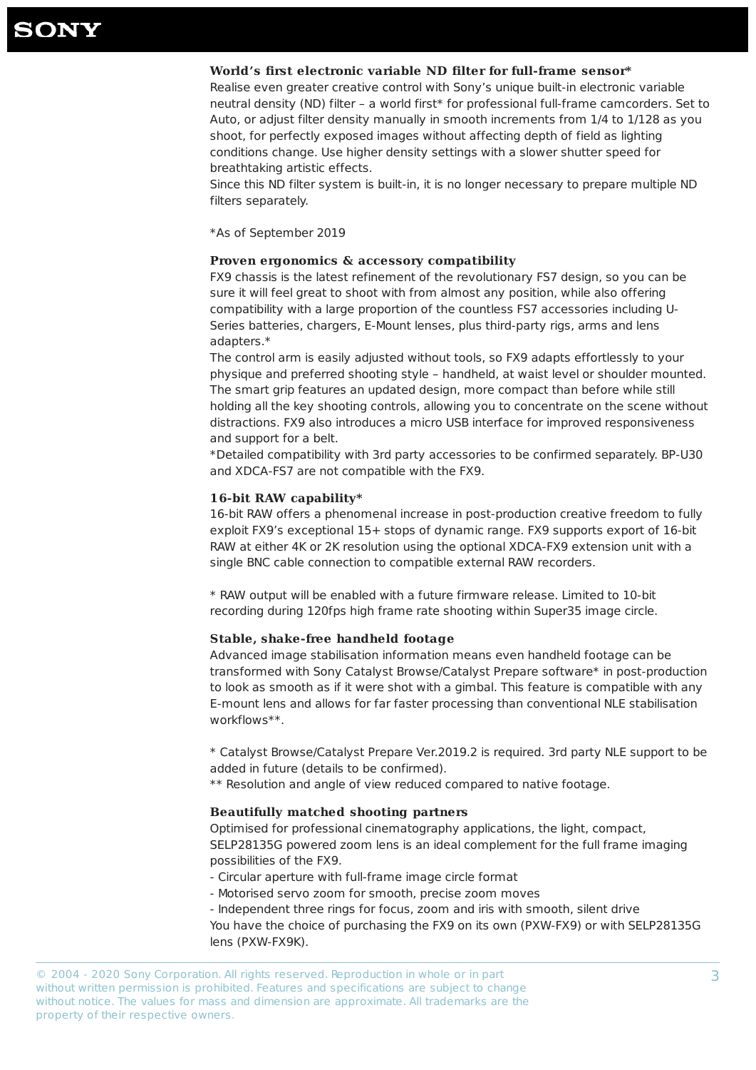### World's first electronic variable ND filter for full-frame sensor*

Realise even greater creative control with Sony's unique built-in electronic variable neutral density (ND) filter – a world first* for professional full-frame camcorders. Set to Auto, or adjust filter density manually in smooth increments from 1/4 to 1/128 as you shoot, for perfectly exposed images without affecting depth of field as lighting conditions change. Use higher density settings with a slower shutter speed for breathtaking artistic effects.
Since this ND filter system is built-in, it is no longer necessary to prepare multiple ND filters separately.

*As of September 2019

### Proven ergonomics & accessory compatibility

FX9 chassis is the latest refinement of the revolutionary FS7 design, so you can be sure it will feel great to shoot with from almost any position, while also offering compatibility with a large proportion of the countless FS7 accessories including U-Series batteries, chargers, E-Mount lenses, plus third-party rigs, arms and lens adapters.*
The control arm is easily adjusted without tools, so FX9 adapts effortlessly to your physique and preferred shooting style – handheld, at waist level or shoulder mounted. The smart grip features an updated design, more compact than before while still holding all the key shooting controls, allowing you to concentrate on the scene without distractions. FX9 also introduces a micro USB interface for improved responsiveness and support for a belt.
*Detailed compatibility with 3rd party accessories to be confirmed separately. BP-U30 and XDCA-FS7 are not compatible with the FX9.

### 16-bit RAW capability*

16-bit RAW offers a phenomenal increase in post-production creative freedom to fully exploit FX9's exceptional 15+ stops of dynamic range. FX9 supports export of 16-bit RAW at either 4K or 2K resolution using the optional XDCA-FX9 extension unit with a single BNC cable connection to compatible external RAW recorders.

* RAW output will be enabled with a future firmware release. Limited to 10-bit recording during 120fps high frame rate shooting within Super35 image circle.

### Stable, shake-free handheld footage

Advanced image stabilisation information means even handheld footage can be transformed with Sony Catalyst Browse/Catalyst Prepare software* in post-production to look as smooth as if it were shot with a gimbal. This feature is compatible with any E-mount lens and allows for far faster processing than conventional NLE stabilisation workflows**.

* Catalyst Browse/Catalyst Prepare Ver.2019.2 is required. 3rd party NLE support to be added in future (details to be confirmed).
** Resolution and angle of view reduced compared to native footage.

### Beautifully matched shooting partners

Optimised for professional cinematography applications, the light, compact, SELP28135G powered zoom lens is an ideal complement for the full frame imaging possibilities of the FX9.
- Circular aperture with full-frame image circle format
- Motorised servo zoom for smooth, precise zoom moves
- Independent three rings for focus, zoom and iris with smooth, silent drive

You have the choice of purchasing the FX9 on its own (PXW-FX9) or with SELP28135G lens (PXW-FX9K).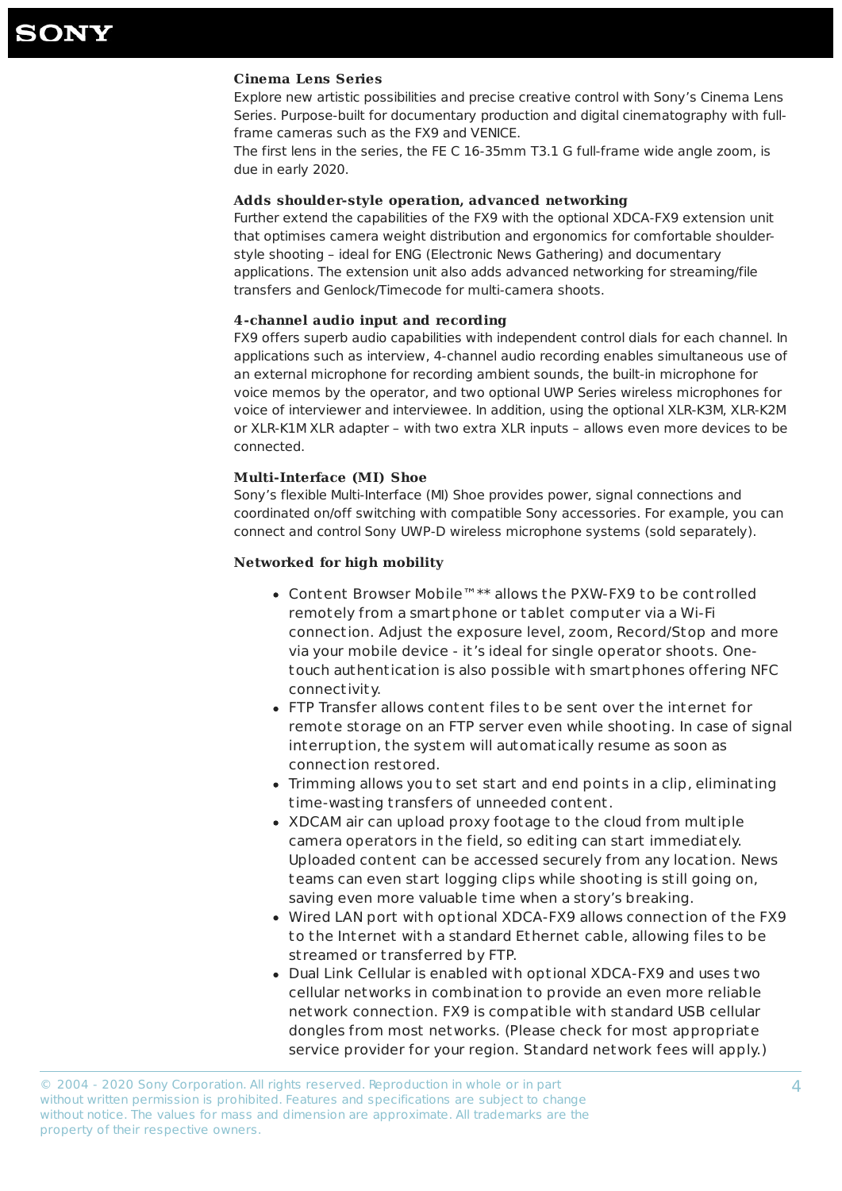### Cinema Lens Series

Explore new artistic possibilities and precise creative control with Sony's Cinema Lens Series. Purpose-built for documentary production and digital cinematography with full-frame cameras such as the FX9 and VENICE.
The first lens in the series, the FE C 16-35mm T3.1 G full-frame wide angle zoom, is due in early 2020.

### Adds shoulder-style operation, advanced networking

Further extend the capabilities of the FX9 with the optional XDCA-FX9 extension unit that optimises camera weight distribution and ergonomics for comfortable shoulder-style shooting – ideal for ENG (Electronic News Gathering) and documentary applications. The extension unit also adds advanced networking for streaming/file transfers and Genlock/Timecode for multi-camera shoots.

### 4-channel audio input and recording

FX9 offers superb audio capabilities with independent control dials for each channel. In applications such as interview, 4-channel audio recording enables simultaneous use of an external microphone for recording ambient sounds, the built-in microphone for voice memos by the operator, and two optional UWP Series wireless microphones for voice of interviewer and interviewee. In addition, using the optional XLR-K3M, XLR-K2M or XLR-K1M XLR adapter – with two extra XLR inputs – allows even more devices to be connected.

### Multi-Interface (MI) Shoe

Sony's flexible Multi-Interface (MI) Shoe provides power, signal connections and coordinated on/off switching with compatible Sony accessories. For example, you can connect and control Sony UWP-D wireless microphone systems (sold separately).

### Networked for high mobility

- Content Browser Mobile™** allows the PXW-FX9 to be controlled remotely from a smartphone or tablet computer via a Wi-Fi connection. Adjust the exposure level, zoom, Record/Stop and more via your mobile device - it's ideal for single operator shoots. One-touch authentication is also possible with smartphones offering NFC connectivity.
- FTP Transfer allows content files to be sent over the internet for remote storage on an FTP server even while shooting. In case of signal interruption, the system will automatically resume as soon as connection restored.
- Trimming allows you to set start and end points in a clip, eliminating time-wasting transfers of unneeded content.
- XDCAM air can upload proxy footage to the cloud from multiple camera operators in the field, so editing can start immediately. Uploaded content can be accessed securely from any location. News teams can even start logging clips while shooting is still going on, saving even more valuable time when a story's breaking.
- Wired LAN port with optional XDCA-FX9 allows connection of the FX9 to the Internet with a standard Ethernet cable, allowing files to be streamed or transferred by FTP.
- Dual Link Cellular is enabled with optional XDCA-FX9 and uses two cellular networks in combination to provide an even more reliable network connection. FX9 is compatible with standard USB cellular dongles from most networks. (Please check for most appropriate service provider for your region. Standard network fees will apply.)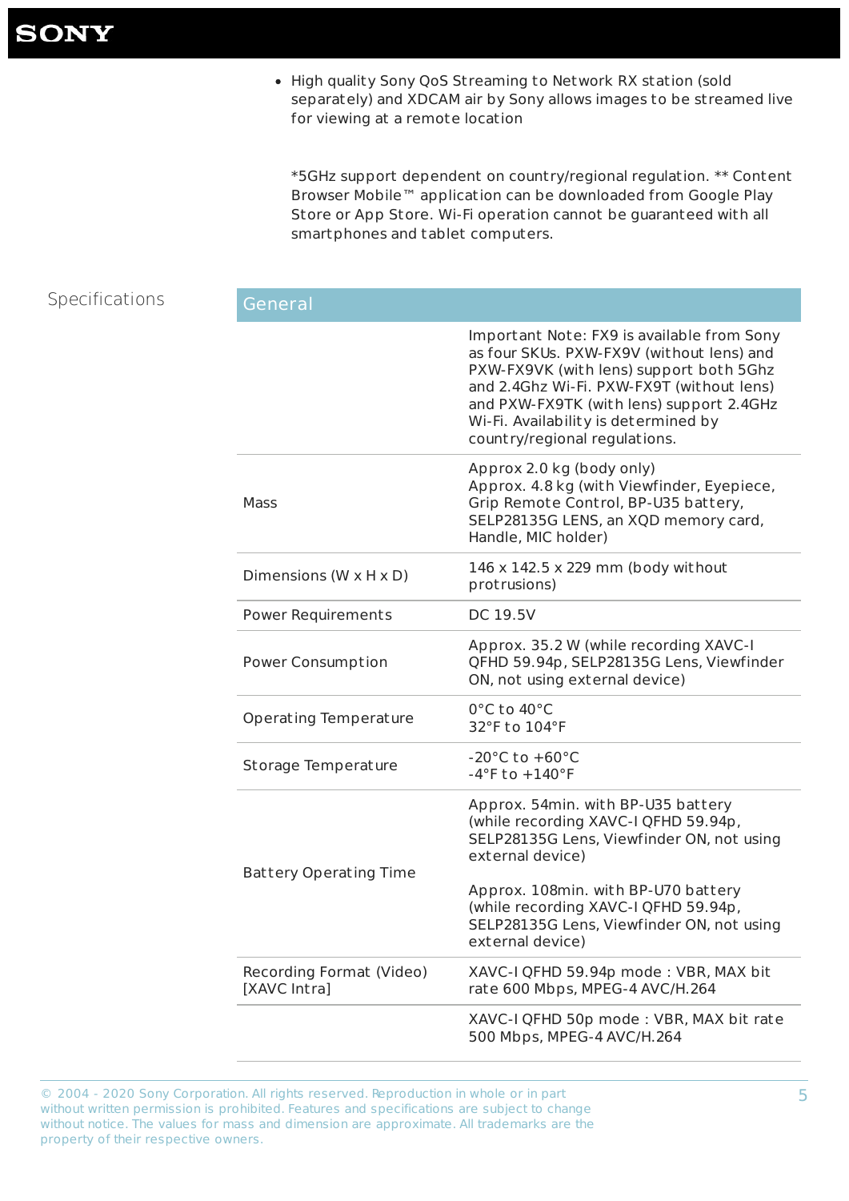- High quality Sony QoS Streaming to Network RX station (sold separately) and XDCAM air by Sony allows images to be streamed live for viewing at a remote location

*5GHz support dependent on country/regional regulation. ** Content Browser Mobile™ application can be downloaded from Google Play Store or App Store. Wi-Fi operation cannot be guaranteed with all smartphones and tablet computers.

## Specifications

| General | |
|---|---|
| | Important Note: FX9 is available from Sony as four SKUs. PXW-FX9V (without lens) and PXW-FX9VK (with lens) support both 5Ghz and 2.4Ghz Wi-Fi. PXW-FX9T (without lens) and PXW-FX9TK (with lens) support 2.4GHz Wi-Fi. Availability is determined by country/regional regulations. |
| Mass | Approx 2.0 kg (body only)<br>Approx. 4.8 kg (with Viewfinder, Eyepiece, Grip Remote Control, BP-U35 battery, SELP28135G LENS, an XQD memory card, Handle, MIC holder) |
| Dimensions (W x H x D) | 146 x 142.5 x 229 mm (body without protrusions) |
| Power Requirements | DC 19.5V |
| Power Consumption | Approx. 35.2 W (while recording XAVC-I QFHD 59.94p, SELP28135G Lens, Viewfinder ON, not using external device) |
| Operating Temperature | 0°C to 40°C<br>32°F to 104°F |
| Storage Temperature | -20°C to +60°C<br>-4°F to +140°F |
| Battery Operating Time | Approx. 54min. with BP-U35 battery (while recording XAVC-I QFHD 59.94p, SELP28135G Lens, Viewfinder ON, not using external device)<br><br>Approx. 108min. with BP-U70 battery (while recording XAVC-I QFHD 59.94p, SELP28135G Lens, Viewfinder ON, not using external device) |
| Recording Format (Video) [XAVC Intra] | XAVC-I QFHD 59.94p mode : VBR, MAX bit rate 600 Mbps, MPEG-4 AVC/H.264 |
| | XAVC-I QFHD 50p mode : VBR, MAX bit rate 500 Mbps, MPEG-4 AVC/H.264 |

© 2004 - 2020 Sony Corporation. All rights reserved. Reproduction in whole or in part without written permission is prohibited. Features and specifications are subject to change without notice. The values for mass and dimension are approximate. All trademarks are the property of their respective owners.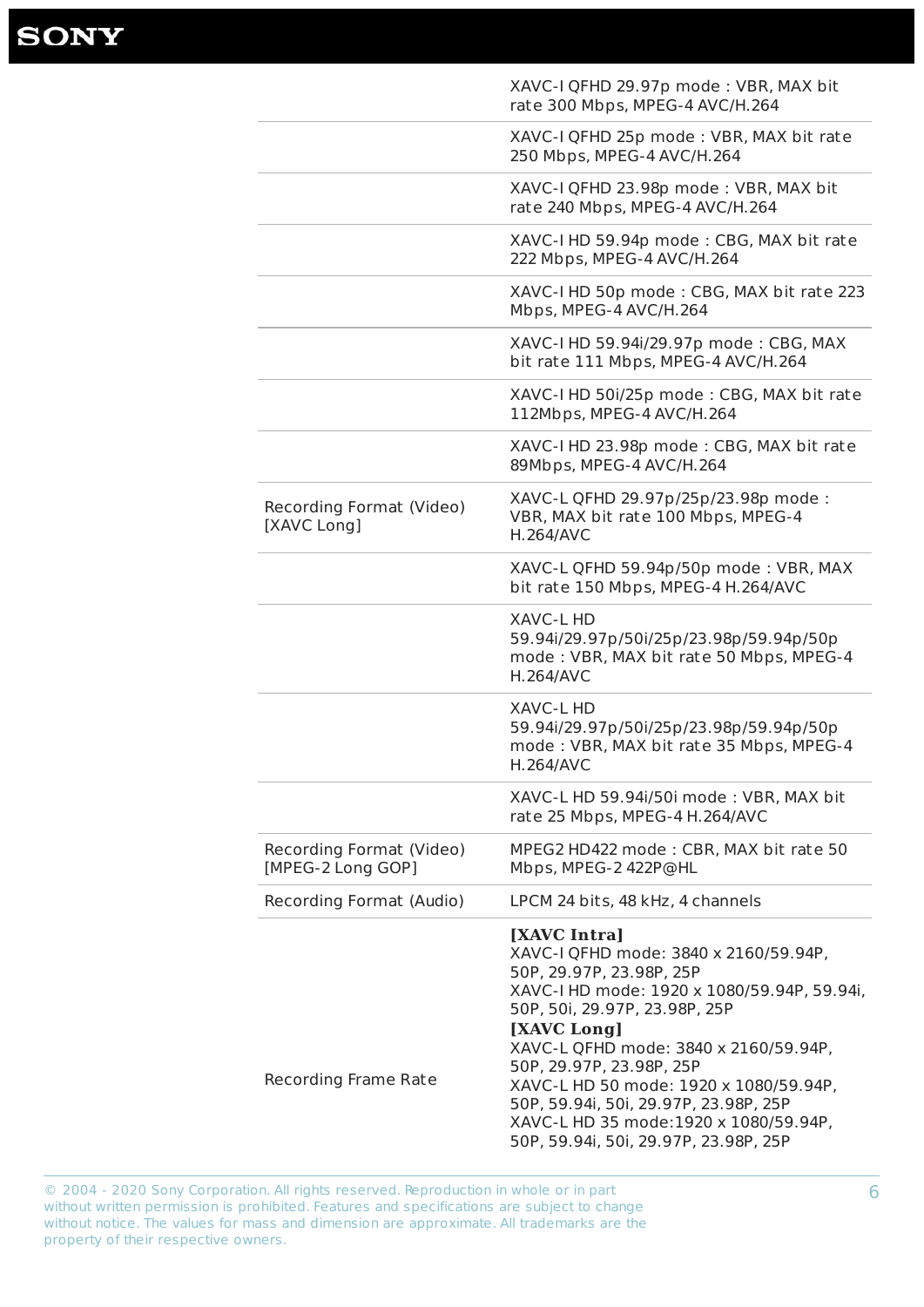| | |
|---|---|
| | XAVC-I QFHD 29.97p mode : VBR, MAX bit rate 300 Mbps, MPEG-4 AVC/H.264 |
| | XAVC-I QFHD 25p mode : VBR, MAX bit rate 250 Mbps, MPEG-4 AVC/H.264 |
| | XAVC-I QFHD 23.98p mode : VBR, MAX bit rate 240 Mbps, MPEG-4 AVC/H.264 |
| | XAVC-I HD 59.94p mode : CBG, MAX bit rate 222 Mbps, MPEG-4 AVC/H.264 |
| | XAVC-I HD 50p mode : CBG, MAX bit rate 223 Mbps, MPEG-4 AVC/H.264 |
| | XAVC-I HD 59.94i/29.97p mode : CBG, MAX bit rate 111 Mbps, MPEG-4 AVC/H.264 |
| | XAVC-I HD 50i/25p mode : CBG, MAX bit rate 112Mbps, MPEG-4 AVC/H.264 |
| | XAVC-I HD 23.98p mode : CBG, MAX bit rate 89Mbps, MPEG-4 AVC/H.264 |
| Recording Format (Video) [XAVC Long] | XAVC-L QFHD 29.97p/25p/23.98p mode : VBR, MAX bit rate 100 Mbps, MPEG-4 H.264/AVC |
| | XAVC-L QFHD 59.94p/50p mode : VBR, MAX bit rate 150 Mbps, MPEG-4 H.264/AVC |
| | XAVC-L HD 59.94i/29.97p/50i/25p/23.98p/59.94p/50p mode : VBR, MAX bit rate 50 Mbps, MPEG-4 H.264/AVC |
| | XAVC-L HD 59.94i/29.97p/50i/25p/23.98p/59.94p/50p mode : VBR, MAX bit rate 35 Mbps, MPEG-4 H.264/AVC |
| | XAVC-L HD 59.94i/50i mode : VBR, MAX bit rate 25 Mbps, MPEG-4 H.264/AVC |
| Recording Format (Video) [MPEG-2 Long GOP] | MPEG2 HD422 mode : CBR, MAX bit rate 50 Mbps, MPEG-2 422P@HL |
| Recording Format (Audio) | LPCM 24 bits, 48 kHz, 4 channels |
| Recording Frame Rate | **[XAVC Intra]**<br>XAVC-I QFHD mode: 3840 x 2160/59.94P, 50P, 29.97P, 23.98P, 25P<br>XAVC-I HD mode: 1920 x 1080/59.94P, 59.94i, 50P, 50i, 29.97P, 23.98P, 25P<br>**[XAVC Long]**<br>XAVC-L QFHD mode: 3840 x 2160/59.94P, 50P, 29.97P, 23.98P, 25P<br>XAVC-L HD 50 mode: 1920 x 1080/59.94P, 50P, 59.94i, 50i, 29.97P, 23.98P, 25P<br>XAVC-L HD 35 mode:1920 x 1080/59.94P, 50P, 59.94i, 50i, 29.97P, 23.98P, 25P |

© 2004 - 2020 Sony Corporation. All rights reserved. Reproduction in whole or in part without written permission is prohibited. Features and specifications are subject to change without notice. The values for mass and dimension are approximate. All trademarks are the property of their respective owners.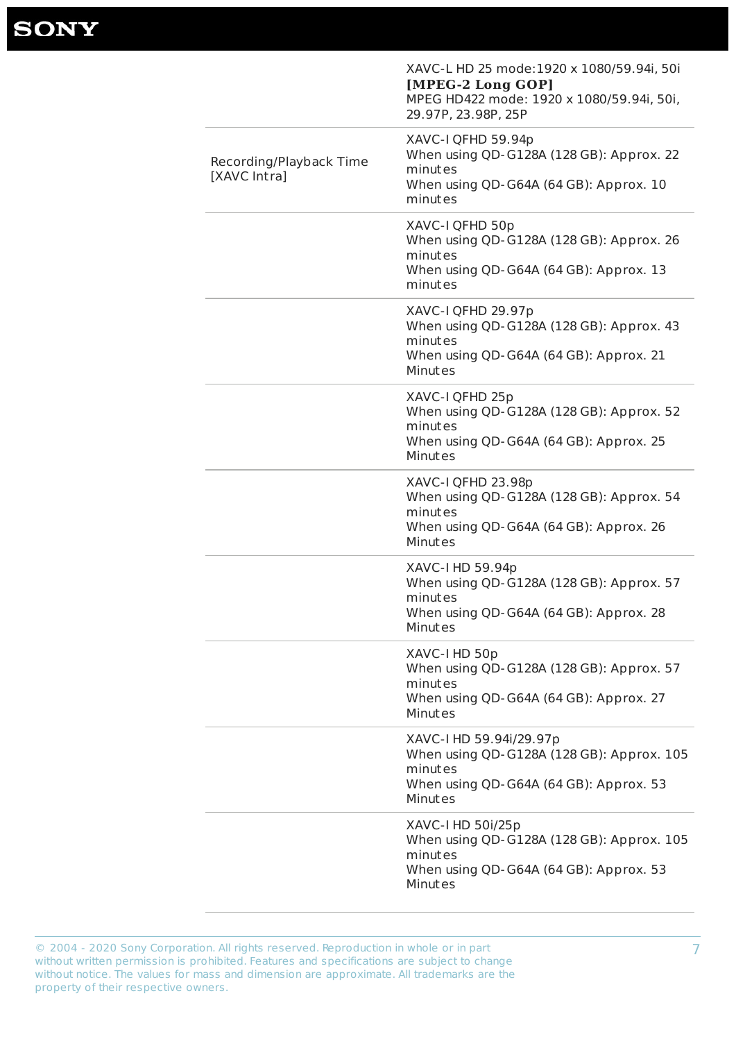| | |
|---|---|
| | XAVC-L HD 25 mode:1920 x 1080/59.94i, 50i<br>**[MPEG-2 Long GOP]**<br>MPEG HD422 mode: 1920 x 1080/59.94i, 50i, 29.97P, 23.98P, 25P |
| Recording/Playback Time [XAVC Intra] | XAVC-I QFHD 59.94p<br>When using QD-G128A (128 GB): Approx. 22 minutes<br>When using QD-G64A (64 GB): Approx. 10 minutes |
| | XAVC-I QFHD 50p<br>When using QD-G128A (128 GB): Approx. 26 minutes<br>When using QD-G64A (64 GB): Approx. 13 minutes |
| | XAVC-I QFHD 29.97p<br>When using QD-G128A (128 GB): Approx. 43 minutes<br>When using QD-G64A (64 GB): Approx. 21 Minutes |
| | XAVC-I QFHD 25p<br>When using QD-G128A (128 GB): Approx. 52 minutes<br>When using QD-G64A (64 GB): Approx. 25 Minutes |
| | XAVC-I QFHD 23.98p<br>When using QD-G128A (128 GB): Approx. 54 minutes<br>When using QD-G64A (64 GB): Approx. 26 Minutes |
| | XAVC-I HD 59.94p<br>When using QD-G128A (128 GB): Approx. 57 minutes<br>When using QD-G64A (64 GB): Approx. 28 Minutes |
| | XAVC-I HD 50p<br>When using QD-G128A (128 GB): Approx. 57 minutes<br>When using QD-G64A (64 GB): Approx. 27 Minutes |
| | XAVC-I HD 59.94i/29.97p<br>When using QD-G128A (128 GB): Approx. 105 minutes<br>When using QD-G64A (64 GB): Approx. 53 Minutes |
| | XAVC-I HD 50i/25p<br>When using QD-G128A (128 GB): Approx. 105 minutes<br>When using QD-G64A (64 GB): Approx. 53 Minutes |

© 2004 - 2020 Sony Corporation. All rights reserved. Reproduction in whole or in part without written permission is prohibited. Features and specifications are subject to change without notice. The values for mass and dimension are approximate. All trademarks are the property of their respective owners.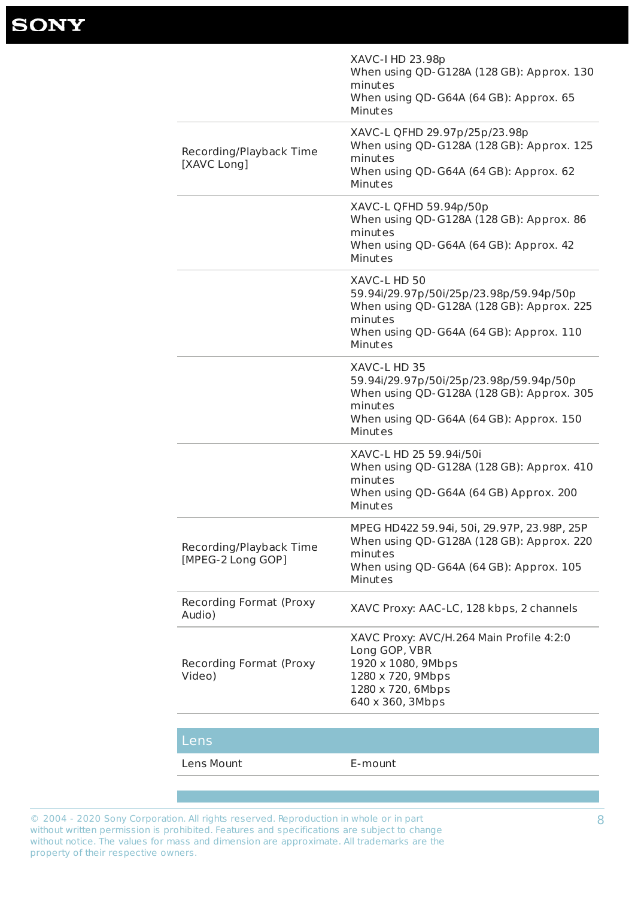| | |
|---|---|
| | XAVC-I HD 23.98p<br>When using QD-G128A (128 GB): Approx. 130 minutes<br>When using QD-G64A (64 GB): Approx. 65 Minutes |
| Recording/Playback Time [XAVC Long] | XAVC-L QFHD 29.97p/25p/23.98p<br>When using QD-G128A (128 GB): Approx. 125 minutes<br>When using QD-G64A (64 GB): Approx. 62 Minutes |
| | XAVC-L QFHD 59.94p/50p<br>When using QD-G128A (128 GB): Approx. 86 minutes<br>When using QD-G64A (64 GB): Approx. 42 Minutes |
| | XAVC-L HD 50 59.94i/29.97p/50i/25p/23.98p/59.94p/50p<br>When using QD-G128A (128 GB): Approx. 225 minutes<br>When using QD-G64A (64 GB): Approx. 110 Minutes |
| | XAVC-L HD 35 59.94i/29.97p/50i/25p/23.98p/59.94p/50p<br>When using QD-G128A (128 GB): Approx. 305 minutes<br>When using QD-G64A (64 GB): Approx. 150 Minutes |
| | XAVC-L HD 25 59.94i/50i<br>When using QD-G128A (128 GB): Approx. 410 minutes<br>When using QD-G64A (64 GB) Approx. 200 Minutes |
| Recording/Playback Time [MPEG-2 Long GOP] | MPEG HD422 59.94i, 50i, 29.97P, 23.98P, 25P<br>When using QD-G128A (128 GB): Approx. 220 minutes<br>When using QD-G64A (64 GB): Approx. 105 Minutes |
| Recording Format (Proxy Audio) | XAVC Proxy: AAC-LC, 128 kbps, 2 channels |
| Recording Format (Proxy Video) | XAVC Proxy: AVC/H.264 Main Profile 4:2:0 Long GOP, VBR<br>1920 x 1080, 9Mbps<br>1280 x 720, 9Mbps<br>1280 x 720, 6Mbps<br>640 x 360, 3Mbps |

## Lens

| | |
|---|---|
| Lens Mount | E-mount |

© 2004 - 2020 Sony Corporation. All rights reserved. Reproduction in whole or in part without written permission is prohibited. Features and specifications are subject to change without notice. The values for mass and dimension are approximate. All trademarks are the property of their respective owners.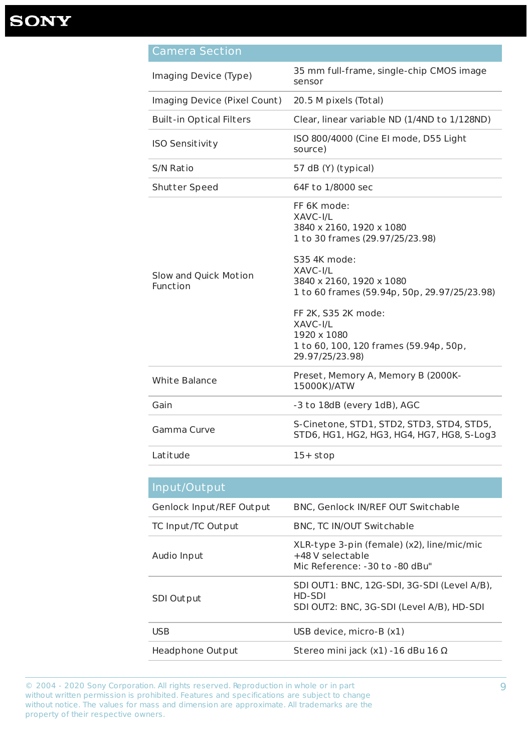## Camera Section

| Camera Section | |
|---|---|
| Imaging Device (Type) | 35 mm full-frame, single-chip CMOS image sensor |
| Imaging Device (Pixel Count) | 20.5 M pixels (Total) |
| Built-in Optical Filters | Clear, linear variable ND (1/4ND to 1/128ND) |
| ISO Sensitivity | ISO 800/4000 (Cine EI mode, D55 Light source) |
| S/N Ratio | 57 dB (Y) (typical) |
| Shutter Speed | 64F to 1/8000 sec |
| Slow and Quick Motion Function | FF 6K mode:<br>XAVC-I/L<br>3840 x 2160, 1920 x 1080<br>1 to 30 frames (29.97/25/23.98)<br><br>S35 4K mode:<br>XAVC-I/L<br>3840 x 2160, 1920 x 1080<br>1 to 60 frames (59.94p, 50p, 29.97/25/23.98)<br><br>FF 2K, S35 2K mode:<br>XAVC-I/L<br>1920 x 1080<br>1 to 60, 100, 120 frames (59.94p, 50p, 29.97/25/23.98) |
| White Balance | Preset, Memory A, Memory B (2000K-15000K)/ATW |
| Gain | -3 to 18dB (every 1dB), AGC |
| Gamma Curve | S-Cinetone, STD1, STD2, STD3, STD4, STD5, STD6, HG1, HG2, HG3, HG4, HG7, HG8, S-Log3 |
| Latitude | 15+ stop |

## Input/Output

| Input/Output | |
|---|---|
| Genlock Input/REF Output | BNC, Genlock IN/REF OUT Switchable |
| TC Input/TC Output | BNC, TC IN/OUT Switchable |
| Audio Input | XLR-type 3-pin (female) (x2), line/mic/mic +48 V selectable<br>Mic Reference: -30 to -80 dBu" |
| SDI Output | SDI OUT1: BNC, 12G-SDI, 3G-SDI (Level A/B), HD-SDI<br>SDI OUT2: BNC, 3G-SDI (Level A/B), HD-SDI |
| USB | USB device, micro-B (x1) |
| Headphone Output | Stereo mini jack (x1) -16 dBu 16 Ω |

© 2004 - 2020 Sony Corporation. All rights reserved. Reproduction in whole or in part without written permission is prohibited. Features and specifications are subject to change without notice. The values for mass and dimension are approximate. All trademarks are the property of their respective owners.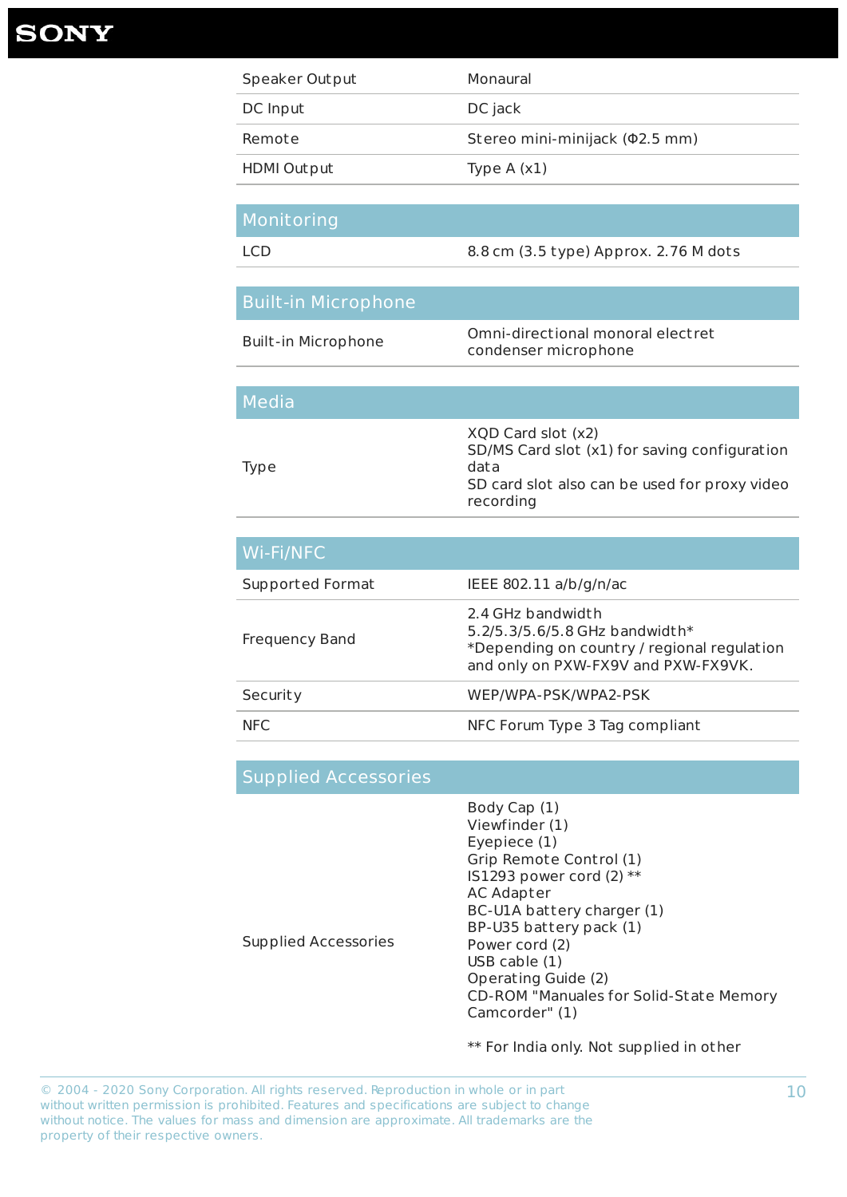| | |
|---|---|
| Speaker Output | Monaural |
| DC Input | DC jack |
| Remote | Stereo mini-minijack (Φ2.5 mm) |
| HDMI Output | Type A (x1) |

## Monitoring

| | |
|---|---|
| LCD | 8.8 cm (3.5 type) Approx. 2.76 M dots |

## Built-in Microphone

| | |
|---|---|
| Built-in Microphone | Omni-directional monoral electret condenser microphone |

## Media

| | |
|---|---|
| Type | XQD Card slot (x2)<br>SD/MS Card slot (x1) for saving configuration data<br>SD card slot also can be used for proxy video recording |

## Wi-Fi/NFC

| | |
|---|---|
| Supported Format | IEEE 802.11 a/b/g/n/ac |
| Frequency Band | 2.4 GHz bandwidth<br>5.2/5.3/5.6/5.8 GHz bandwidth*<br>*Depending on country / regional regulation and only on PXW-FX9V and PXW-FX9VK. |
| Security | WEP/WPA-PSK/WPA2-PSK |
| NFC | NFC Forum Type 3 Tag compliant |

## Supplied Accessories

| | |
|---|---|
| Supplied Accessories | Body Cap (1)<br>Viewfinder (1)<br>Eyepiece (1)<br>Grip Remote Control (1)<br>IS1293 power cord (2) **<br>AC Adapter<br>BC-U1A battery charger (1)<br>BP-U35 battery pack (1)<br>Power cord (2)<br>USB cable (1)<br>Operating Guide (2)<br>CD-ROM "Manuales for Solid-State Memory Camcorder" (1)<br><br>** For India only. Not supplied in other |

© 2004 - 2020 Sony Corporation. All rights reserved. Reproduction in whole or in part without written permission is prohibited. Features and specifications are subject to change without notice. The values for mass and dimension are approximate. All trademarks are the property of their respective owners.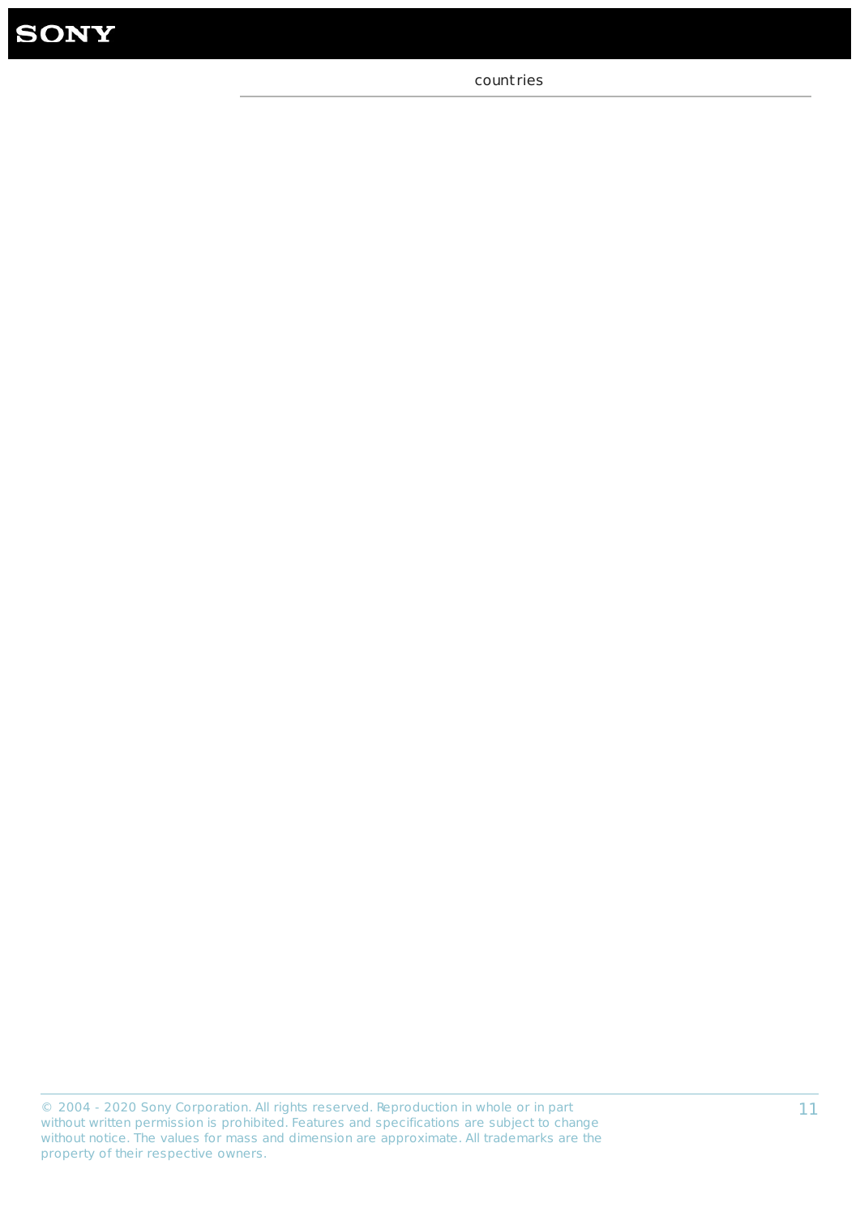countries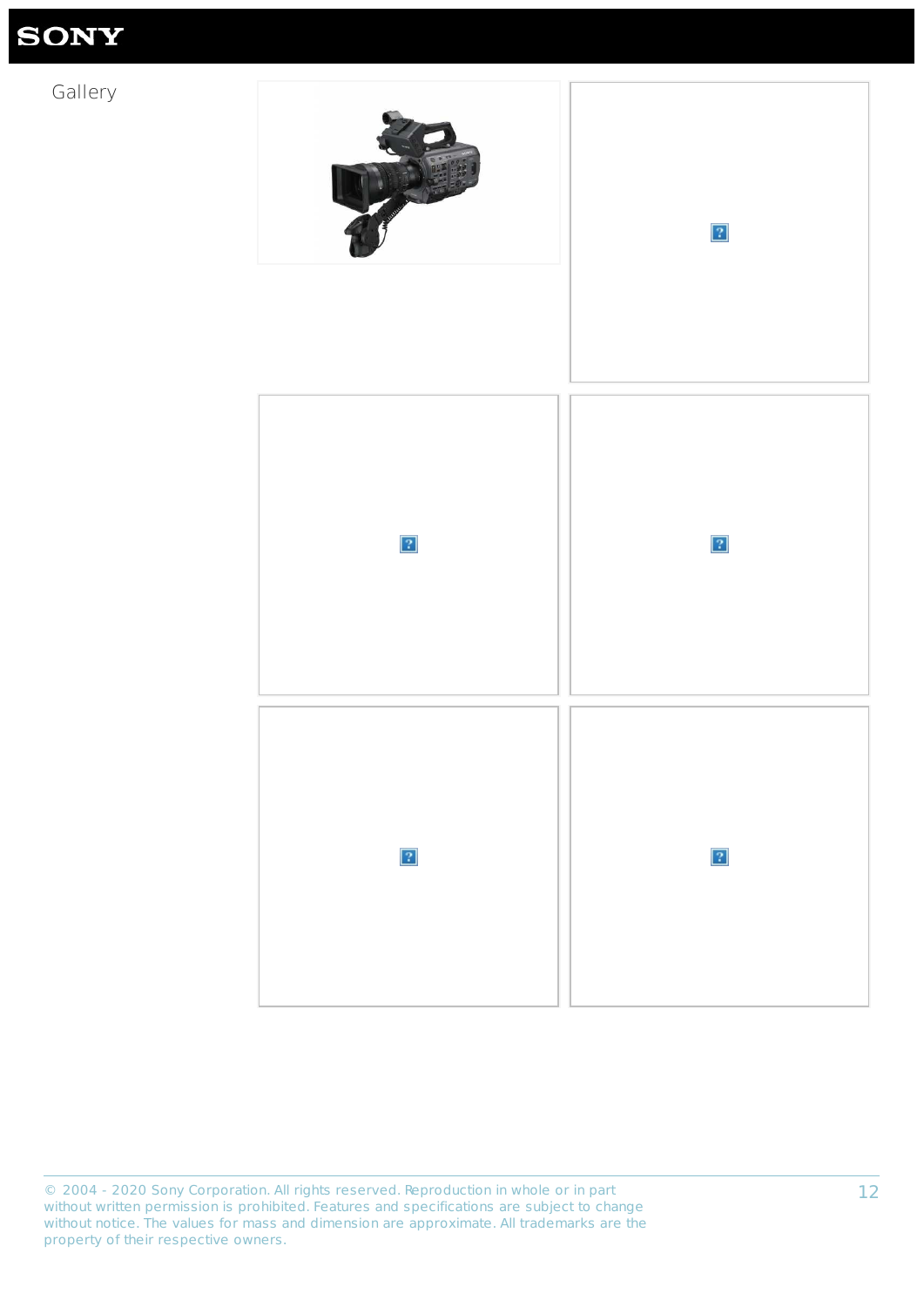Gallery

© 2004 - 2020 Sony Corporation. All rights reserved. Reproduction in whole or in part without written permission is prohibited. Features and specifications are subject to change without notice. The values for mass and dimension are approximate. All trademarks are the property of their respective owners.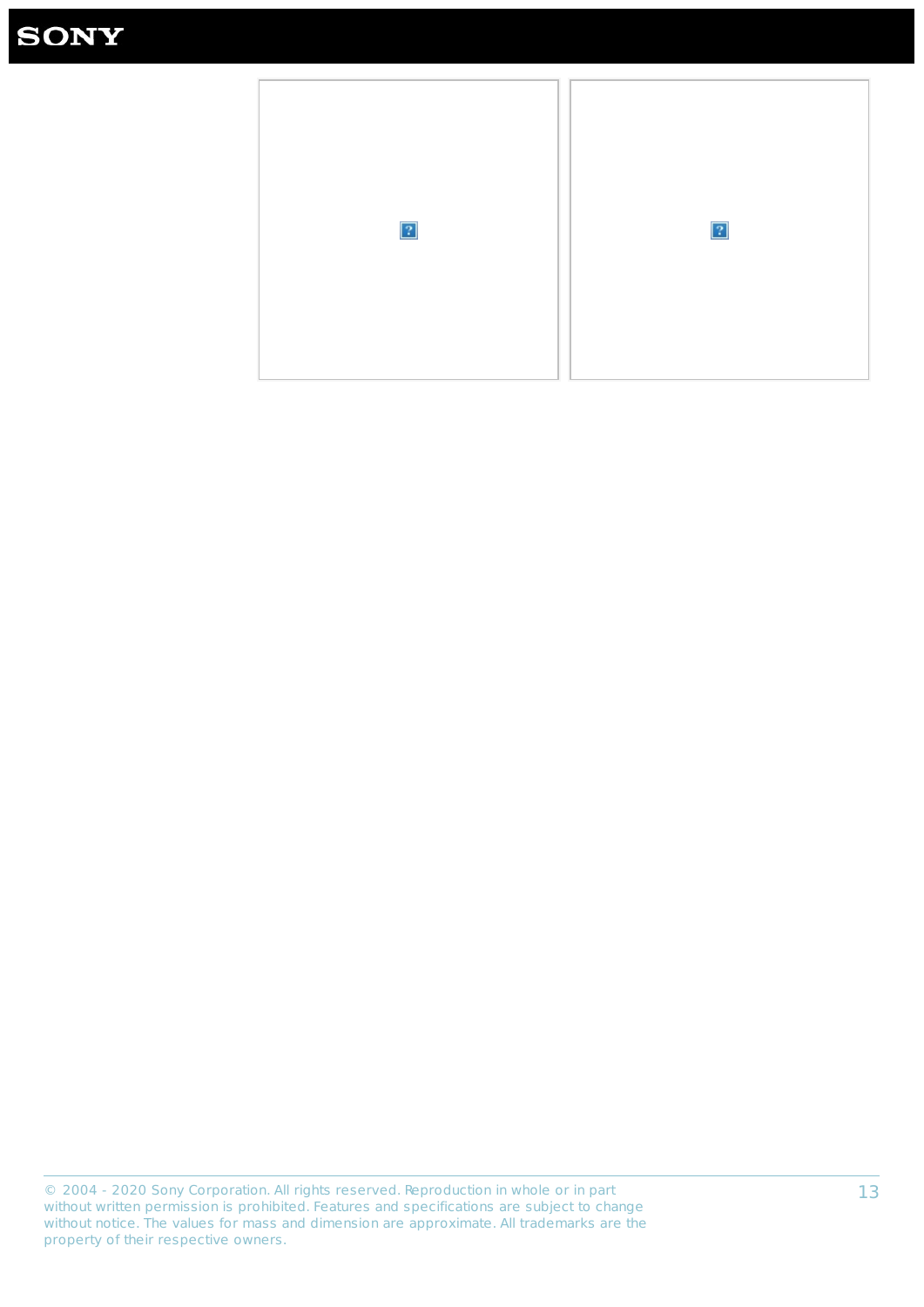© 2004 - 2020 Sony Corporation. All rights reserved. Reproduction in whole or in part without written permission is prohibited. Features and specifications are subject to change without notice. The values for mass and dimension are approximate. All trademarks are the property of their respective owners.